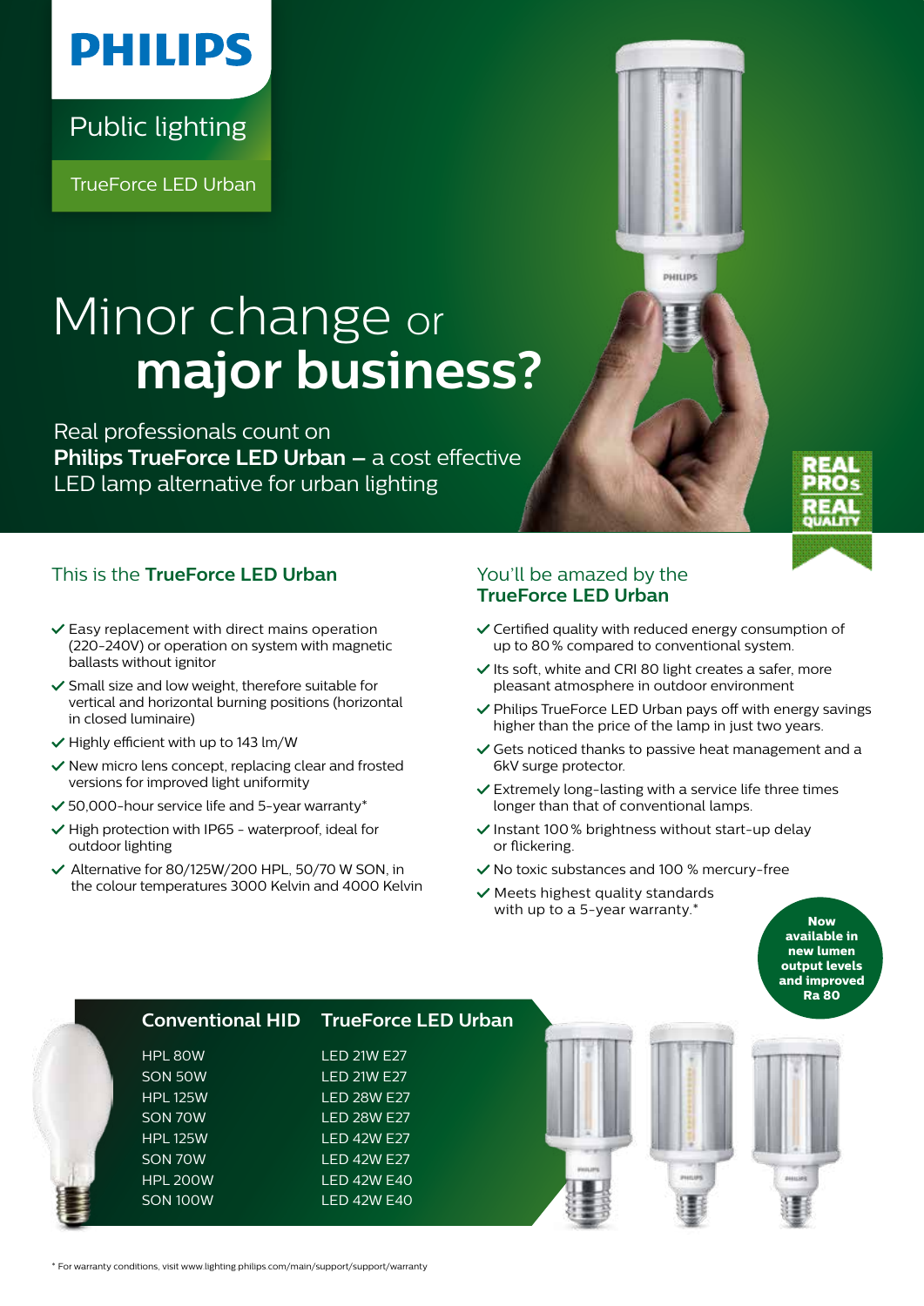PHILIPS

Public lighting

TrueForce LED Urban

# Minor change or **major business?**

Real professionals count on **Philips TrueForce LED Urban –** a cost effective LED lamp alternative for urban lighting

REAL PROs REAL QUALITY

## This is the **TrueForce LED Urban**

- ✓ Easy replacement with direct mains operation (220-240V) or operation on system with magnetic ballasts without ignitor
- ✓ Small size and low weight, therefore suitable for vertical and horizontal burning positions (horizontal in closed luminaire)
- ✓ Highly efficient with up to 143 lm/W
- ✓ New micro lens concept, replacing clear and frosted versions for improved light uniformity
- ✓ 50,000-hour service life and 5-year warranty*
- ✓ High protection with IP65 - waterproof, ideal for outdoor lighting
- ✓ Alternative for 80/125W/200 HPL, 50/70 W SON, in the colour temperatures 3000 Kelvin and 4000 Kelvin

## You'll be amazed by the **TrueForce LED Urban**

- ✓ Certified quality with reduced energy consumption of up to 80 % compared to conventional system.
- ✓ Its soft, white and CRI 80 light creates a safer, more pleasant atmosphere in outdoor environment
- ✓ Philips TrueForce LED Urban pays off with energy savings higher than the price of the lamp in just two years.
- ✓ Gets noticed thanks to passive heat management and a 6kV surge protector.
- ✓ Extremely long-lasting with a service life three times longer than that of conventional lamps.
- ✓ Instant 100 % brightness without start-up delay or flickering.
- ✓ No toxic substances and 100 % mercury-free
- ✓ Meets highest quality standards with up to a 5-year warranty.*

**Now available in new lumen output levels and improved Ra 80**

| Conventional HID | TrueForce LED Urban |
|---|---|
| HPL 80W | LED 21W E27 |
| SON 50W | LED 21W E27 |
| HPL 125W | LED 28W E27 |
| SON 70W | LED 28W E27 |
| HPL 125W | LED 42W E27 |
| SON 70W | LED 42W E27 |
| HPL 200W | LED 42W E40 |
| SON 100W | LED 42W E40 |

\* For warranty conditions, visit www.lighting.philips.com/main/support/support/warranty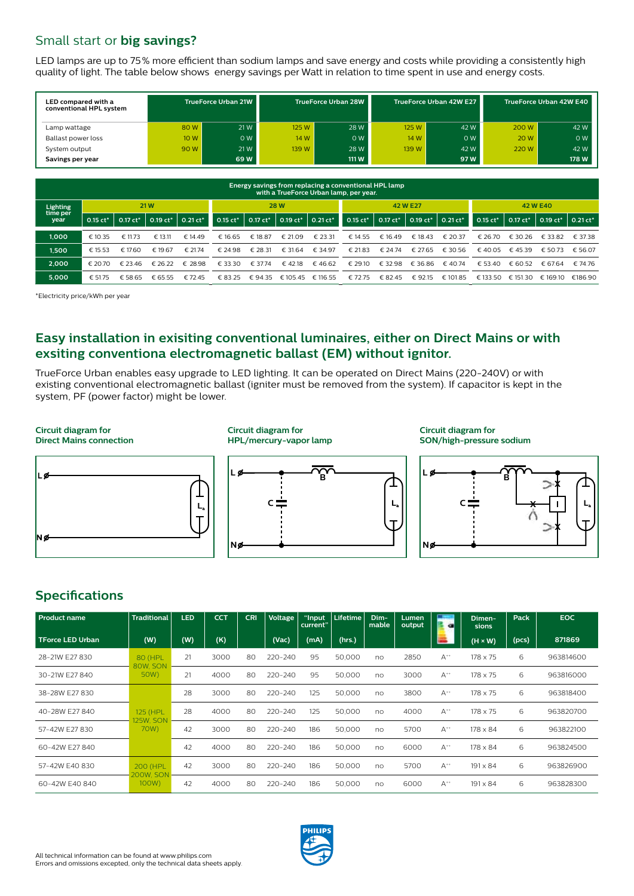## Small start or **big savings?**

LED lamps are up to 75% more efficient than sodium lamps and save energy and costs while providing a consistently high quality of light. The table below shows energy savings per Watt in relation to time spent in use and energy costs.

| LED compared with a conventional HPL system | TrueForce Urban 21W | | TrueForce Urban 28W | | TrueForce Urban 42W E27 | | TrueForce Urban 42W E40 | |
|---|---|---|---|---|---|---|---|---|
| Lamp wattage | 80 W | 21 W | 125 W | 28 W | 125 W | 42 W | 200 W | 42 W |
| Ballast power loss | 10 W | 0 W | 14 W | 0 W | 14 W | 0 W | 20 W | 0 W |
| System output | 90 W | 21 W | 139 W | 28 W | 139 W | 42 W | 220 W | 42 W |
| **Savings per year** | | **69 W** | | **111 W** | | **97 W** | | **178 W** |

**Energy savings from replacing a conventional HPL lamp with a TrueForce Urban lamp, per year.**

| Lighting time per year | 21 W | | | | 28 W | | | | 42 W E27 | | | | 42 W E40 | | | |
|---|---|---|---|---|---|---|---|---|---|---|---|---|---|---|---|---|
| | 0.15 ct* | 0.17 ct* | 0.19 ct* | 0.21 ct* | 0.15 ct* | 0.17 ct* | 0.19 ct* | 0.21 ct* | 0.15 ct* | 0.17 ct* | 0.19 ct* | 0.21 ct* | 0.15 ct* | 0.17 ct* | 0.19 ct* | 0.21 ct* |
| **1,000** | € 10.35 | € 11.73 | € 13.11 | € 14.49 | € 16.65 | € 18.87 | € 21.09 | € 23.31 | € 14.55 | € 16.49 | € 18.43 | € 20.37 | € 26.70 | € 30.26 | € 33.82 | € 37.38 |
| **1,500** | € 15.53 | € 17.60 | € 19.67 | € 21.74 | € 24.98 | € 28.31 | € 31.64 | € 34.97 | € 21.83 | € 24.74 | € 27.65 | € 30.56 | € 40.05 | € 45.39 | € 50.73 | € 56.07 |
| **2,000** | € 20.70 | € 23.46 | € 26.22 | € 28.98 | € 33.30 | € 37.74 | € 42.18 | € 46.62 | € 29.10 | € 32.98 | € 36.86 | € 40.74 | € 53.40 | € 60.52 | € 67.64 | € 74.76 |
| **5,000** | € 51.75 | € 58.65 | € 65.55 | € 72.45 | € 83.25 | € 94.35 | € 105.45 | € 116.55 | € 72.75 | € 82.45 | € 92.15 | € 101.85 | € 133.50 | € 151.30 | € 169.10 | €186.90 |

*Electricity price/kWh per year

## Easy installation in exisiting conventional luminaires, either on Direct Mains or with exsiting conventiona electromagnetic ballast (EM) without ignitor.

TrueForce Urban enables easy upgrade to LED lighting. It can be operated on Direct Mains (220-240V) or with existing conventional electromagnetic ballast (igniter must be removed from the system). If capacitor is kept in the system, PF (power factor) might be lower.

**Circuit diagram for Direct Mains connection**

L ø
N ø
$L_a$

**Circuit diagram for HPL/mercury-vapor lamp**

L ø
N ø
B
C
$L_a$

**Circuit diagram for SON/high-pressure sodium**

L ø
N ø
B
C
I
$L_a$

## Specifications

| Product name | Traditional | LED | CCT | CRI | Voltage | "Input current" | Lifetime | Dimmable | Lumen output | | Dimensions | Pack | EOC |
|---|---|---|---|---|---|---|---|---|---|---|---|---|---|
| **TForce LED Urban** | **(W)** | **(W)** | **(K)** | | **(Vac)** | **(mA)** | **(hrs.)** | | | | **(H × W)** | **(pcs)** | **871869** |
| 28-21W E27 830 | 80 (HPL 80W, SON 50W) | 21 | 3000 | 80 | 220-240 | 95 | 50,000 | no | 2850 | A⁺⁺ | 178 x 75 | 6 | 963814600 |
| 30-21W E27 840 | | 21 | 4000 | 80 | 220-240 | 95 | 50,000 | no | 3000 | A⁺⁺ | 178 x 75 | 6 | 963816000 |
| 38-28W E27 830 | 125 (HPL 125W, SON 70W) | 28 | 3000 | 80 | 220-240 | 125 | 50,000 | no | 3800 | A⁺⁺ | 178 x 75 | 6 | 963818400 |
| 40-28W E27 840 | | 28 | 4000 | 80 | 220-240 | 125 | 50,000 | no | 4000 | A⁺⁺ | 178 x 75 | 6 | 963820700 |
| 57-42W E27 830 | | 42 | 3000 | 80 | 220-240 | 186 | 50,000 | no | 5700 | A⁺⁺ | 178 x 84 | 6 | 963822100 |
| 60-42W E27 840 | | 42 | 4000 | 80 | 220-240 | 186 | 50,000 | no | 6000 | A⁺⁺ | 178 x 84 | 6 | 963824500 |
| 57-42W E40 830 | 200 (HPL 200W, SON 100W) | 42 | 3000 | 80 | 220-240 | 186 | 50,000 | no | 5700 | A⁺⁺ | 191 x 84 | 6 | 963826900 |
| 60-42W E40 840 | | 42 | 4000 | 80 | 220-240 | 186 | 50,000 | no | 6000 | A⁺⁺ | 191 x 84 | 6 | 963828300 |

All technical information can be found at www.philips.com
Errors and omissions excepted, only the technical data sheets apply.